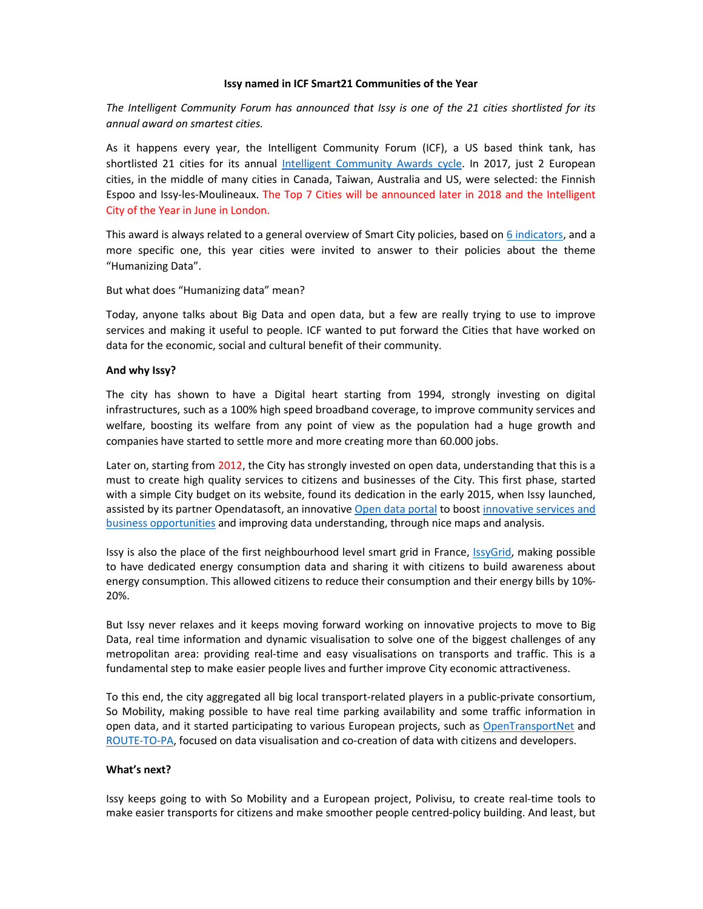**Issy named in ICF Smart21 Communities of the Year**

*The Intelligent Community Forum has announced that Issy is one of the 21 cities shortlisted for its annual award on smartest cities.*

As it happens every year, the Intelligent Community Forum (ICF), a US based think tank, has shortlisted 21 cities for its annual Intelligent Community Awards cycle. In 2017, just 2 European cities, in the middle of many cities in Canada, Taiwan, Australia and US, were selected: the Finnish Espoo and Issy-les-Moulineaux. The Top 7 Cities will be announced later in 2018 and the Intelligent City of the Year in June in London.

This award is always related to a general overview of Smart City policies, based on 6 indicators, and a more specific one, this year cities were invited to answer to their policies about the theme "Humanizing Data".

But what does "Humanizing data" mean?

Today, anyone talks about Big Data and open data, but a few are really trying to use to improve services and making it useful to people. ICF wanted to put forward the Cities that have worked on data for the economic, social and cultural benefit of their community.

**And why Issy?**

The city has shown to have a Digital heart starting from 1994, strongly investing on digital infrastructures, such as a 100% high speed broadband coverage, to improve community services and welfare, boosting its welfare from any point of view as the population had a huge growth and companies have started to settle more and more creating more than 60.000 jobs.

Later on, starting from 2012, the City has strongly invested on open data, understanding that this is a must to create high quality services to citizens and businesses of the City. This first phase, started with a simple City budget on its website, found its dedication in the early 2015, when Issy launched, assisted by its partner Opendatasoft, an innovative Open data portal to boost innovative services and business opportunities and improving data understanding, through nice maps and analysis.

Issy is also the place of the first neighbourhood level smart grid in France, IssyGrid, making possible to have dedicated energy consumption data and sharing it with citizens to build awareness about energy consumption. This allowed citizens to reduce their consumption and their energy bills by 10%-20%.

But Issy never relaxes and it keeps moving forward working on innovative projects to move to Big Data, real time information and dynamic visualisation to solve one of the biggest challenges of any metropolitan area: providing real-time and easy visualisations on transports and traffic. This is a fundamental step to make easier people lives and further improve City economic attractiveness.

To this end, the city aggregated all big local transport-related players in a public-private consortium, So Mobility, making possible to have real time parking availability and some traffic information in open data, and it started participating to various European projects, such as OpenTransportNet and ROUTE-TO-PA, focused on data visualisation and co-creation of data with citizens and developers.

**What's next?**

Issy keeps going to with So Mobility and a European project, Polivisu, to create real-time tools to make easier transports for citizens and make smoother people centred-policy building. And least, but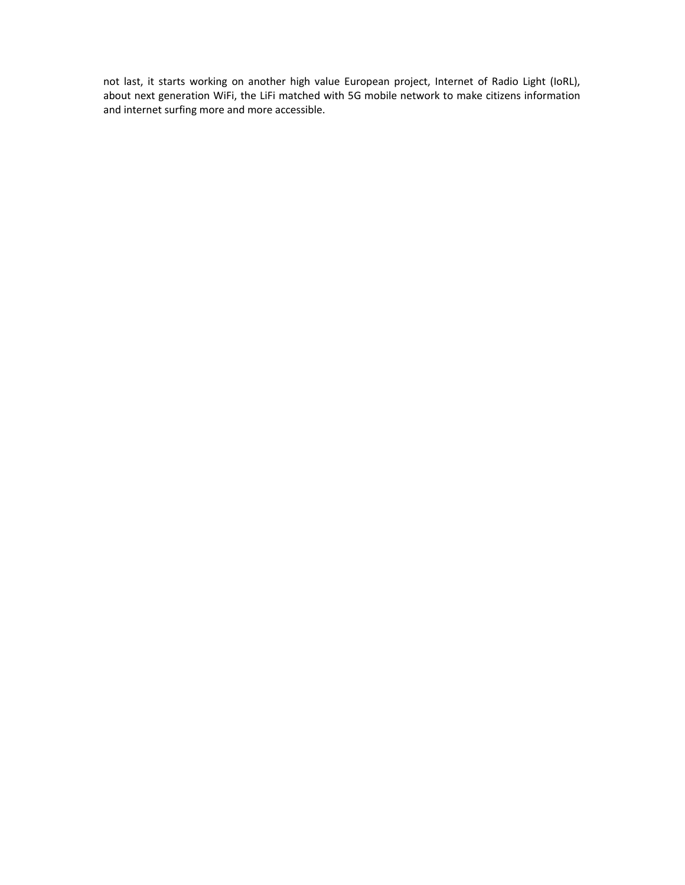not last, it starts working on another high value European project, Internet of Radio Light (IoRL), about next generation WiFi, the LiFi matched with 5G mobile network to make citizens information and internet surfing more and more accessible.